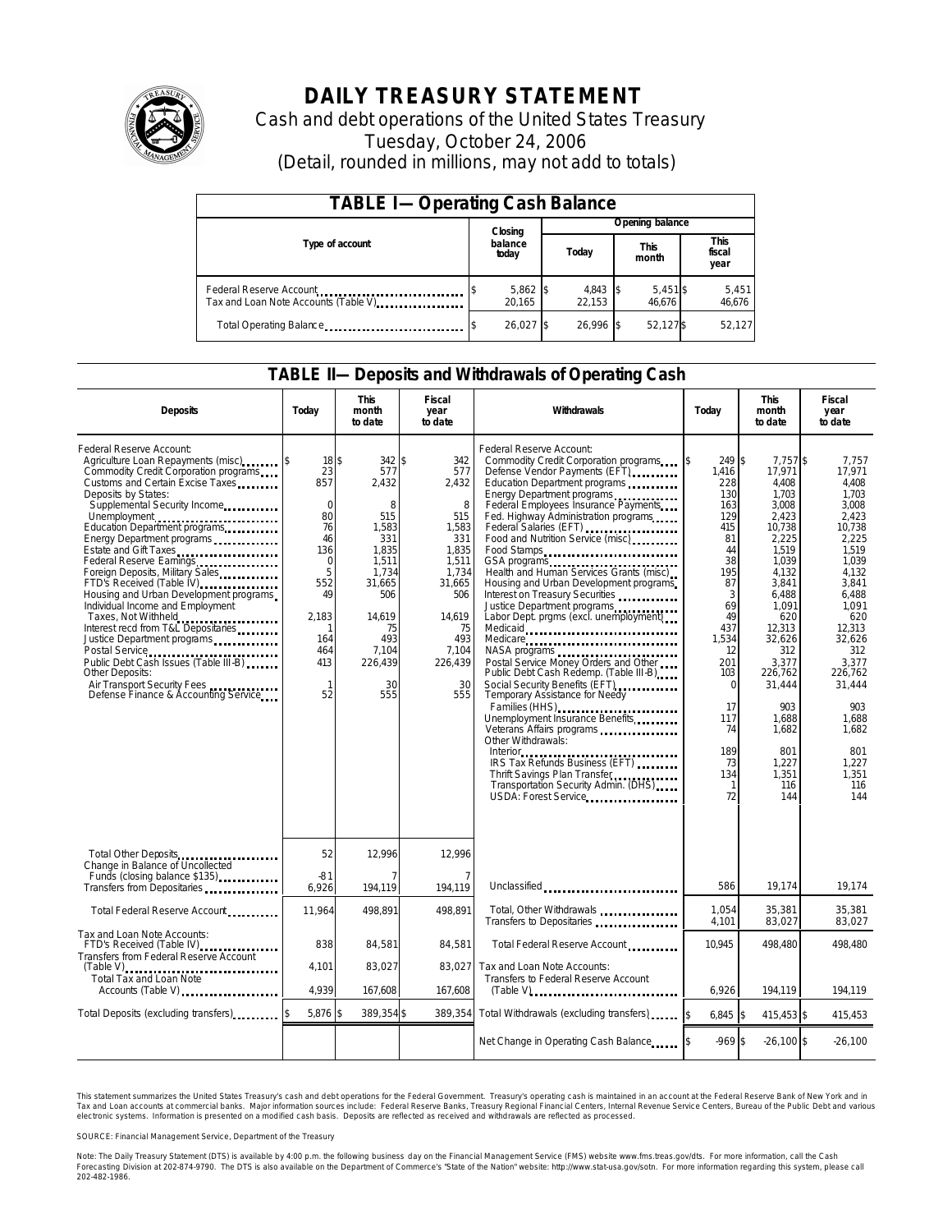# DAILY TREASURY STATEMENT

Cash and debt operations of the United States Treasury

Tuesday, October 24, 2006

(Detail, rounded in millions, may not add to totals)

## TABLE I—Operating Cash Balance

| Type of account | Closing balance today | Opening balance Today | Opening balance This month | Opening balance This fiscal year |
|---|---|---|---|---|
| Federal Reserve Account | $ 5,862 | $ 4,843 | $ 5,451 | $ 5,451 |
| Tax and Loan Note Accounts (Table V) | 20,165 | 22,153 | 46,676 | 46,676 |
| Total Operating Balance | $ 26,027 | $ 26,996 | $ 52,127 | $ 52,127 |

## TABLE II—Deposits and Withdrawals of Operating Cash

| Deposits | Today | This month to date | Fiscal year to date | Withdrawals | Today | This month to date | Fiscal year to date |
|---|---|---|---|---|---|---|---|
| Federal Reserve Account: | | | | Federal Reserve Account: | | | |
| Agriculture Loan Repayments (misc) | $ 18 | $ 342 | $ 342 | Commodity Credit Corporation programs | $ 249 | $ 7,757 | $ 7,757 |
| Commodity Credit Corporation programs | 23 | 577 | 577 | Defense Vendor Payments (EFT) | 1,416 | 17,971 | 17,971 |
| Customs and Certain Excise Taxes | 857 | 2,432 | 2,432 | Education Department programs | 228 | 4,408 | 4,408 |
| Deposits by States: | | | | Energy Department programs | 130 | 1,703 | 1,703 |
| Supplemental Security Income | 0 | 8 | 8 | Federal Employees Insurance Payments | 163 | 3,008 | 3,008 |
| Unemployment | 80 | 515 | 515 | Fed. Highway Administration programs | 129 | 2,423 | 2,423 |
| Education Department programs | 76 | 1,583 | 1,583 | Federal Salaries (EFT) | 415 | 10,738 | 10,738 |
| Energy Department programs | 46 | 331 | 331 | Food and Nutrition Service (misc) | 81 | 2,225 | 2,225 |
| Estate and Gift Taxes | 136 | 1,835 | 1,835 | Food Stamps | 44 | 1,519 | 1,519 |
| Federal Reserve Earnings | 0 | 1,511 | 1,511 | GSA programs | 38 | 1,039 | 1,039 |
| Foreign Deposits, Military Sales | 5 | 1,734 | 1,734 | Health and Human Services Grants (misc) | 195 | 4,132 | 4,132 |
| FTD's Received (Table IV) | 552 | 31,665 | 31,665 | Housing and Urban Development programs | 87 | 3,841 | 3,841 |
| Housing and Urban Development programs | 49 | 506 | 506 | Interest on Treasury Securities | 3 | 6,488 | 6,488 |
| Individual Income and Employment Taxes, Not Withheld | 2,183 | 14,619 | 14,619 | Justice Department programs | 69 | 1,091 | 1,091 |
| Interest recd from T&L Depositaries | 1 | 75 | 75 | Labor Dept. prgms (excl. unemployment) | 49 | 620 | 620 |
| Justice Department programs | 164 | 493 | 493 | Medicaid | 437 | 12,313 | 12,313 |
| Postal Service | 464 | 7,104 | 7,104 | Medicare | 1,534 | 32,626 | 32,626 |
| Public Debt Cash Issues (Table III-B) | 413 | 226,439 | 226,439 | NASA programs | 12 | 312 | 312 |
| Other Deposits: | | | | Postal Service Money Orders and Other | 201 | 3,377 | 3,377 |
| Air Transport Security Fees | 1 | 30 | 30 | Public Debt Cash Redemp. (Table III-B) | 103 | 226,762 | 226,762 |
| Defense Finance & Accounting Service | 52 | 555 | 555 | Social Security Benefits (EFT) | 0 | 31,444 | 31,444 |
| | | | | Temporary Assistance for Needy Families (HHS) | 17 | 903 | 903 |
| | | | | Unemployment Insurance Benefits | 117 | 1,688 | 1,688 |
| | | | | Veterans Affairs programs | 74 | 1,682 | 1,682 |
| | | | | Other Withdrawals: | | | |
| | | | | Interior | 189 | 801 | 801 |
| | | | | IRS Tax Refunds Business (EFT) | 73 | 1,227 | 1,227 |
| | | | | Thrift Savings Plan Transfer | 134 | 1,351 | 1,351 |
| | | | | Transportation Security Admin. (DHS) | 1 | 116 | 116 |
| | | | | USDA: Forest Service | 72 | 144 | 144 |
| Total Other Deposits | 52 | 12,996 | 12,996 | | | | |
| Change in Balance of Uncollected Funds (closing balance $135) | -81 | 7 | 7 | | | | |
| Transfers from Depositaries | 6,926 | 194,119 | 194,119 | Unclassified | 586 | 19,174 | 19,174 |
| Total Federal Reserve Account | 11,964 | 498,891 | 498,891 | Total, Other Withdrawals | 1,054 | 35,381 | 35,381 |
| | | | | Transfers to Depositaries | 4,101 | 83,027 | 83,027 |
| Tax and Loan Note Accounts: | | | | | | | |
| FTD's Received (Table IV) | 838 | 84,581 | 84,581 | Total Federal Reserve Account | 10,945 | 498,480 | 498,480 |
| Transfers from Federal Reserve Account (Table V) | 4,101 | 83,027 | 83,027 | Tax and Loan Note Accounts: | | | |
| Total Tax and Loan Note Accounts (Table V) | 4,939 | 167,608 | 167,608 | Transfers to Federal Reserve Account (Table V) | 6,926 | 194,119 | 194,119 |
| Total Deposits (excluding transfers) | $ 5,876 | $ 389,354 | $ 389,354 | Total Withdrawals (excluding transfers) | $ 6,845 | $ 415,453 | $ 415,453 |
| | | | | Net Change in Operating Cash Balance | $ -969 | $ -26,100 | $ -26,100 |

This statement summarizes the United States Treasury's cash and debt operations for the Federal Government. Treasury's operating cash is maintained in an account at the Federal Reserve Bank of New York and in Tax and Loan accounts at commercial banks. Major information sources include: Federal Reserve Banks, Treasury Regional Financial Centers, Internal Revenue Service Centers, Bureau of the Public Debt and various electronic systems. Information is presented on a modified cash basis. Deposits are reflected as received and withdrawals are reflected as processed.

SOURCE: Financial Management Service, Department of the Treasury

Note: The Daily Treasury Statement (DTS) is available by 4:00 p.m. the following business day on the Financial Management Service (FMS) website www.fms.treas.gov/dts. For more information, call the Cash Forecasting Division at 202-874-9790. The DTS is also available on the Department of Commerce's "State of the Nation" website: http://www.stat-usa.gov/sotn. For more information regarding this system, please call 202-482-1986.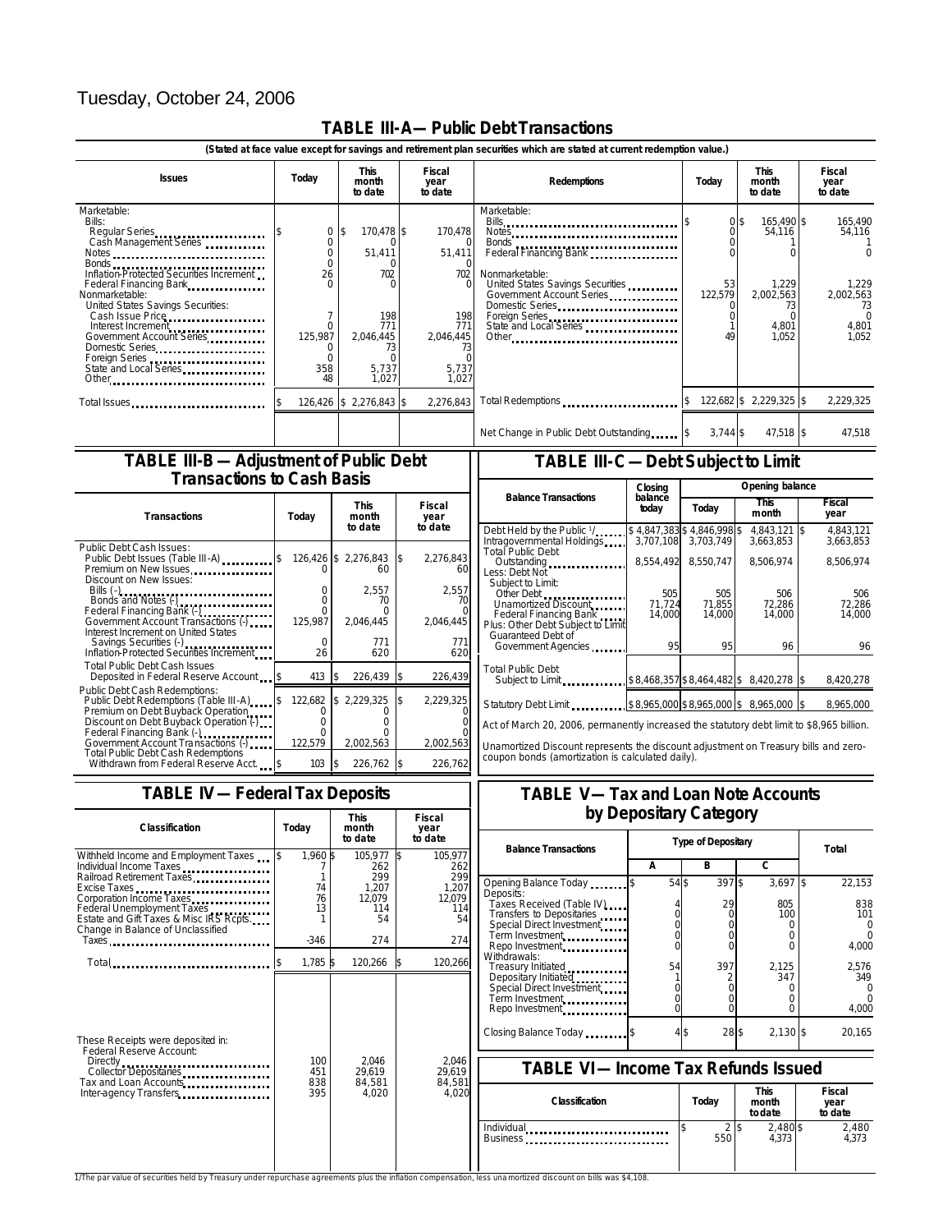Tuesday, October 24, 2006

## TABLE III-A — Public Debt Transactions

(Stated at face value except for savings and retirement plan securities which are stated at current redemption value.)

| Issues | Today | This month to date | Fiscal year to date |
|---|---|---|---|
| Marketable: | | | |
| Bills: | | | |
| Regular Series | $ 0 | $ 170,478 | $ 170,478 |
| Cash Management Series | 0 | 0 | 0 |
| Notes | 0 | 51,411 | 51,411 |
| Bonds | 0 | 0 | 0 |
| Inflation-Protected Securities Increment | 26 | 702 | 702 |
| Federal Financing Bank | 0 | 0 | 0 |
| Nonmarketable: | | | |
| United States Savings Securities: | | | |
| Cash Issue Price | 7 | 198 | 198 |
| Interest Increment | 0 | 771 | 771 |
| Government Account Series | 125,987 | 2,046,445 | 2,046,445 |
| Domestic Series | 0 | 73 | 73 |
| Foreign Series | 0 | 0 | 0 |
| State and Local Series | 358 | 5,737 | 5,737 |
| Other | 48 | 1,027 | 1,027 |
| Total Issues | $ 126,426 | $ 2,276,843 | $ 2,276,843 |

| Redemptions | Today | This month to date | Fiscal year to date |
|---|---|---|---|
| Marketable: | | | |
| Bills | $ 0 | $ 165,490 | $ 165,490 |
| Notes | 0 | 54,116 | 54,116 |
| Bonds | 0 | 1 | 1 |
| Federal Financing Bank | 0 | 0 | 0 |
| Nonmarketable: | | | |
| United States Savings Securities | 53 | 1,229 | 1,229 |
| Government Account Series | 122,579 | 2,002,563 | 2,002,563 |
| Domestic Series | 0 | 73 | 73 |
| Foreign Series | 0 | 0 | 0 |
| State and Local Series | 1 | 4,801 | 4,801 |
| Other | 49 | 1,052 | 1,052 |
| Total Redemptions | $ 122,682 | $ 2,229,325 | $ 2,229,325 |
| Net Change in Public Debt Outstanding | $ 3,744 | $ 47,518 | $ 47,518 |

## TABLE III-B — Adjustment of Public Debt Transactions to Cash Basis

| Transactions | Today | This month to date | Fiscal year to date |
|---|---|---|---|
| Public Debt Cash Issues: | | | |
| Public Debt Issues (Table III-A) | $ 126,426 | $ 2,276,843 | $ 2,276,843 |
| Premium on New Issues | 0 | 60 | 60 |
| Discount on New Issues: | | | |
| Bills (-) | 0 | 2,557 | 2,557 |
| Bonds and Notes (-) | 0 | 70 | 70 |
| Federal Financing Bank (-) | 0 | 0 | 0 |
| Government Account Transactions (-) | 125,987 | 2,046,445 | 2,046,445 |
| Interest Increment on United States Savings Securities (-) | 0 | 771 | 771 |
| Inflation-Protected Securities Increment | 26 | 620 | 620 |
| Total Public Debt Cash Issues Deposited in Federal Reserve Account | $ 413 | $ 226,439 | $ 226,439 |
| Public Debt Cash Redemptions: | | | |
| Public Debt Redemptions (Table III-A) | $ 122,682 | $ 2,229,325 | $ 2,229,325 |
| Premium on Debt Buyback Operation | 0 | 0 | 0 |
| Discount on Debt Buyback Operation (-) | 0 | 0 | 0 |
| Federal Financing Bank (-) | 0 | 0 | 0 |
| Government Account Transactions (-) | 122,579 | 2,002,563 | 2,002,563 |
| Total Public Debt Cash Redemptions Withdrawn from Federal Reserve Acct. | $ 103 | $ 226,762 | $ 226,762 |

## TABLE III-C — Debt Subject to Limit

| Balance Transactions | Closing balance today | Opening balance Today | Opening balance This month | Opening balance Fiscal year |
|---|---|---|---|---|
| Debt Held by the Public [1] | $ 4,847,383 | $ 4,846,998 | $ 4,843,121 | $ 4,843,121 |
| Intragovernmental Holdings | 3,707,108 | 3,703,749 | 3,663,853 | 3,663,853 |
| Total Public Debt Outstanding | 8,554,492 | 8,550,747 | 8,506,974 | 8,506,974 |
| Less: Debt Not Subject to Limit: | | | | |
| Other Debt | 505 | 505 | 506 | 506 |
| Unamortized Discount | 71,724 | 71,855 | 72,286 | 72,286 |
| Federal Financing Bank | 14,000 | 14,000 | 14,000 | 14,000 |
| Plus: Other Debt Subject to Limit | | | | |
| Guaranteed Debt of Government Agencies | 95 | 95 | 96 | 96 |
| Total Public Debt Subject to Limit | $ 8,468,357 | $ 8,464,482 | $ 8,420,278 | $ 8,420,278 |
| Statutory Debt Limit | $ 8,965,000 | $ 8,965,000 | $ 8,965,000 | $ 8,965,000 |

Act of March 20, 2006, permanently increased the statutory debt limit to $8,965 billion.

Unamortized Discount represents the discount adjustment on Treasury bills and zero-coupon bonds (amortization is calculated daily).

## TABLE IV — Federal Tax Deposits

| Classification | Today | This month to date | Fiscal year to date |
|---|---|---|---|
| Withheld Income and Employment Taxes | $ 1,960 | $ 105,977 | $ 105,977 |
| Individual Income Taxes | 7 | 262 | 262 |
| Railroad Retirement Taxes | 1 | 299 | 299 |
| Excise Taxes | 74 | 1,207 | 1,207 |
| Corporation Income Taxes | 76 | 12,079 | 12,079 |
| Federal Unemployment Taxes | 13 | 114 | 114 |
| Estate and Gift Taxes & Misc IRS Rcpts. | 1 | 54 | 54 |
| Change in Balance of Unclassified Taxes | -346 | 274 | 274 |
| Total | $ 1,785 | $ 120,266 | $ 120,266 |
| These Receipts were deposited in: | | | |
| Federal Reserve Account: | | | |
| Directly | 100 | 2,046 | 2,046 |
| Collector Depositaries | 451 | 29,619 | 29,619 |
| Tax and Loan Accounts | 838 | 84,581 | 84,581 |
| Inter-agency Transfers | 395 | 4,020 | 4,020 |

## TABLE V — Tax and Loan Note Accounts by Depositary Category

| Balance Transactions | Type of Depositary A | B | C | Total |
|---|---|---|---|---|
| Opening Balance Today | $ 54 | $ 397 | $ 3,697 | $ 22,153 |
| Deposits: | | | | |
| Taxes Received (Table IV) | 4 | 29 | 805 | 838 |
| Transfers to Depositaries | 0 | 0 | 100 | 101 |
| Special Direct Investment | 0 | 0 | 0 | 0 |
| Term Investment | 0 | 0 | 0 | 0 |
| Repo Investment | 0 | 0 | 0 | 4,000 |
| Withdrawals: | | | | |
| Treasury Initiated | 54 | 397 | 2,125 | 2,576 |
| Depositary Initiated | 1 | 2 | 347 | 349 |
| Special Direct Investment | 0 | 0 | 0 | 0 |
| Term Investment | 0 | 0 | 0 | 0 |
| Repo Investment | 0 | 0 | 0 | 4,000 |
| Closing Balance Today | $ 4 | $ 28 | $ 2,130 | $ 20,165 |

## TABLE VI — Income Tax Refunds Issued

| Classification | Today | This month to date | Fiscal year to date |
|---|---|---|---|
| Individual | $ 2 | $ 2,480 | $ 2,480 |
| Business | 550 | 4,373 | 4,373 |

1/The par value of securities held by Treasury under repurchase agreements plus the inflation compensation, less unamortized discount on bills was $4,108.